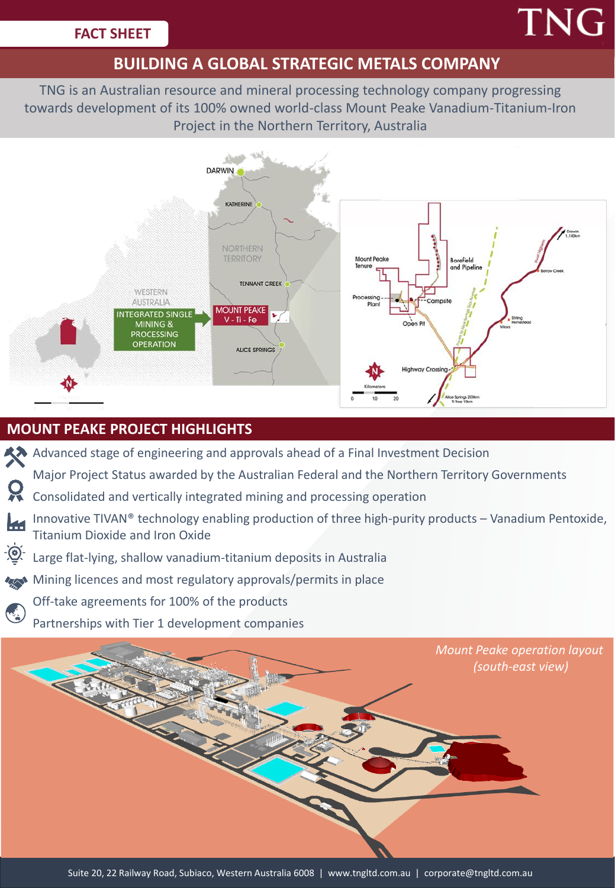FACT SHEET

# BUILDING A GLOBAL STRATEGIC METALS COMPANY

TNG is an Australian resource and mineral processing technology company progressing towards development of its 100% owned world-class Mount Peake Vanadium-Titanium-Iron Project in the Northern Territory, Australia

## MOUNT PEAKE PROJECT HIGHLIGHTS

- Advanced stage of engineering and approvals ahead of a Final Investment Decision
- Major Project Status awarded by the Australian Federal and the Northern Territory Governments
- Consolidated and vertically integrated mining and processing operation
- Innovative TIVAN® technology enabling production of three high-purity products – Vanadium Pentoxide, Titanium Dioxide and Iron Oxide
- Large flat-lying, shallow vanadium-titanium deposits in Australia
- Mining licences and most regulatory approvals/permits in place
- Off-take agreements for 100% of the products
- Partnerships with Tier 1 development companies

*Mount Peake operation layout (south-east view)*

Suite 20, 22 Railway Road, Subiaco, Western Australia 6008 | www.tngltd.com.au | corporate@tngltd.com.au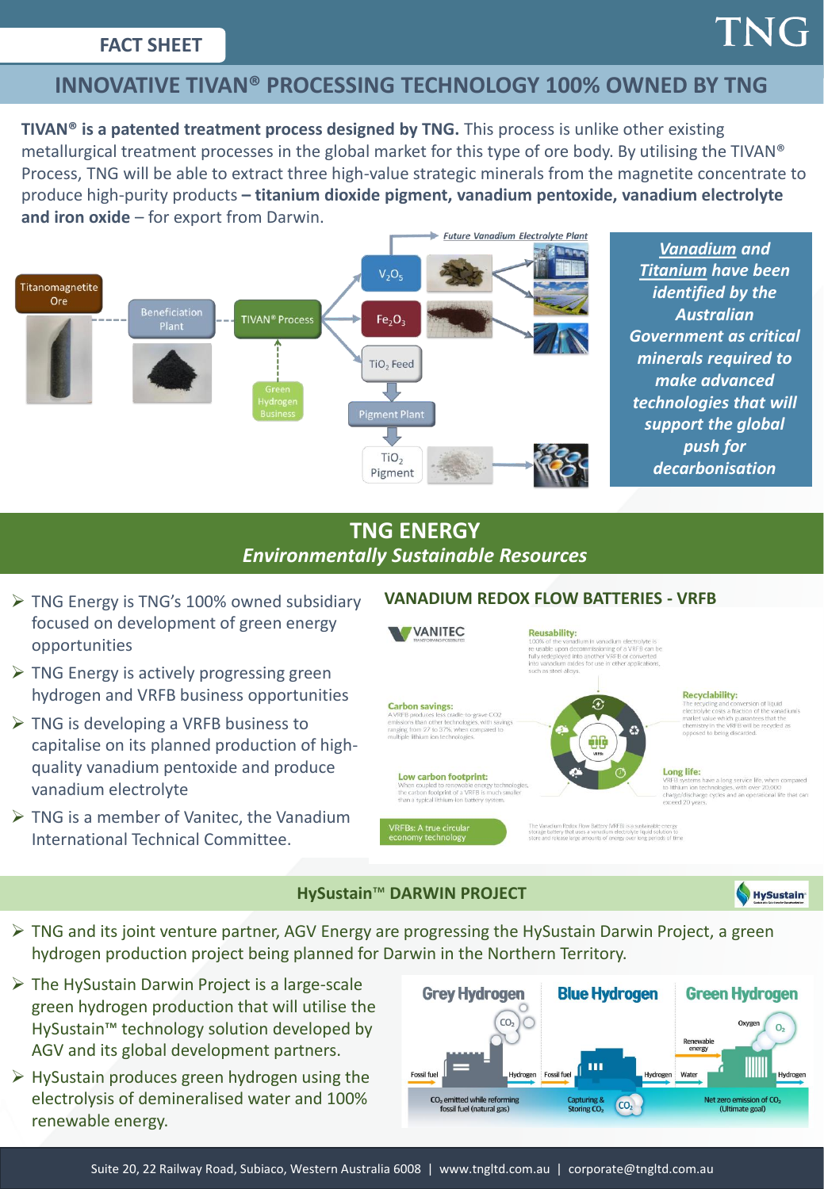FACT SHEET

TNG

## INNOVATIVE TIVAN® PROCESSING TECHNOLOGY 100% OWNED BY TNG

**TIVAN® is a patented treatment process designed by TNG.** This process is unlike other existing metallurgical treatment processes in the global market for this type of ore body. By utilising the TIVAN® Process, TNG will be able to extract three high-value strategic minerals from the magnetite concentrate to produce high-purity products **– titanium dioxide pigment, vanadium pentoxide, vanadium electrolyte and iron oxide** – for export from Darwin.

Titanomagnetite Ore

Beneficiation Plant

TIVAN® Process

Green Hydrogen Business

$V_2O_5$

Future Vanadium Electrolyte Plant

$Fe_2O_3$

$TiO_2$ Feed

Pigment Plant

$TiO_2$ Pigment

***Vanadium** and **Titanium** have been identified by the Australian Government as critical minerals required to make advanced technologies that will support the global push for decarbonisation*

## TNG ENERGY

*Environmentally Sustainable Resources*

- TNG Energy is TNG's 100% owned subsidiary focused on development of green energy opportunities
- TNG Energy is actively progressing green hydrogen and VRFB business opportunities
- TNG is developing a VRFB business to capitalise on its planned production of high-quality vanadium pentoxide and produce vanadium electrolyte
- TNG is a member of Vanitec, the Vanadium International Technical Committee.

### VANADIUM REDOX FLOW BATTERIES - VRFB

VANITEC

**Reusability:** 100% of the vanadium in vanadium electrolyte is re-usable upon decommissioning of a VRFB can be fully redeployed into another VRFB or converted into vanadium oxides for use in other applications, such as steel alloys.

**Carbon savings:** A VRFB produces less cradle-to-grave CO2 emissions than other technologies, with savings ranging from 27 to 37% when compared to multiple lithium ion technologies.

**Recyclability:** The recycling and conversion of liquid electrolyte costs a fraction of the vanadium's market value which guarantees that the chemistry in the VRFB will be recycled as opposed to being discarded.

**Low carbon footprint:** When coupled to renewable energy technologies, the carbon footprint of a VRFB is much smaller than a typical lithium-ion battery system.

**Long life:** VRFB systems have a long service life, when compared to lithium ion technologies, with over 20,000 charge/discharge cycles and an operational life that can exceed 20 years.

VRFBs: A true circular economy technology

The Vanadium Redox Flow Battery (VRFB) is a sustainable energy storage battery that uses a vanadium electrolyte liquid solution to store and release large amounts of energy over long periods of time

## HySustain™ DARWIN PROJECT

- TNG and its joint venture partner, AGV Energy are progressing the HySustain Darwin Project, a green hydrogen production project being planned for Darwin in the Northern Territory.
- The HySustain Darwin Project is a large-scale green hydrogen production that will utilise the HySustain™ technology solution developed by AGV and its global development partners.
- HySustain produces green hydrogen using the electrolysis of demineralised water and 100% renewable energy.

Grey Hydrogen | Blue Hydrogen | Green Hydrogen

Fossil fuel, Hydrogen, $CO_2$ — $CO_2$ emitted while reforming fossil fuel (natural gas)

Fossil fuel, Hydrogen — Capturing & Storing $CO_2$

Water, Renewable energy, Oxygen $O_2$, Hydrogen — Net zero emission of $CO_2$ (Ultimate goal)

Suite 20, 22 Railway Road, Subiaco, Western Australia 6008 | www.tngltd.com.au | corporate@tngltd.com.au